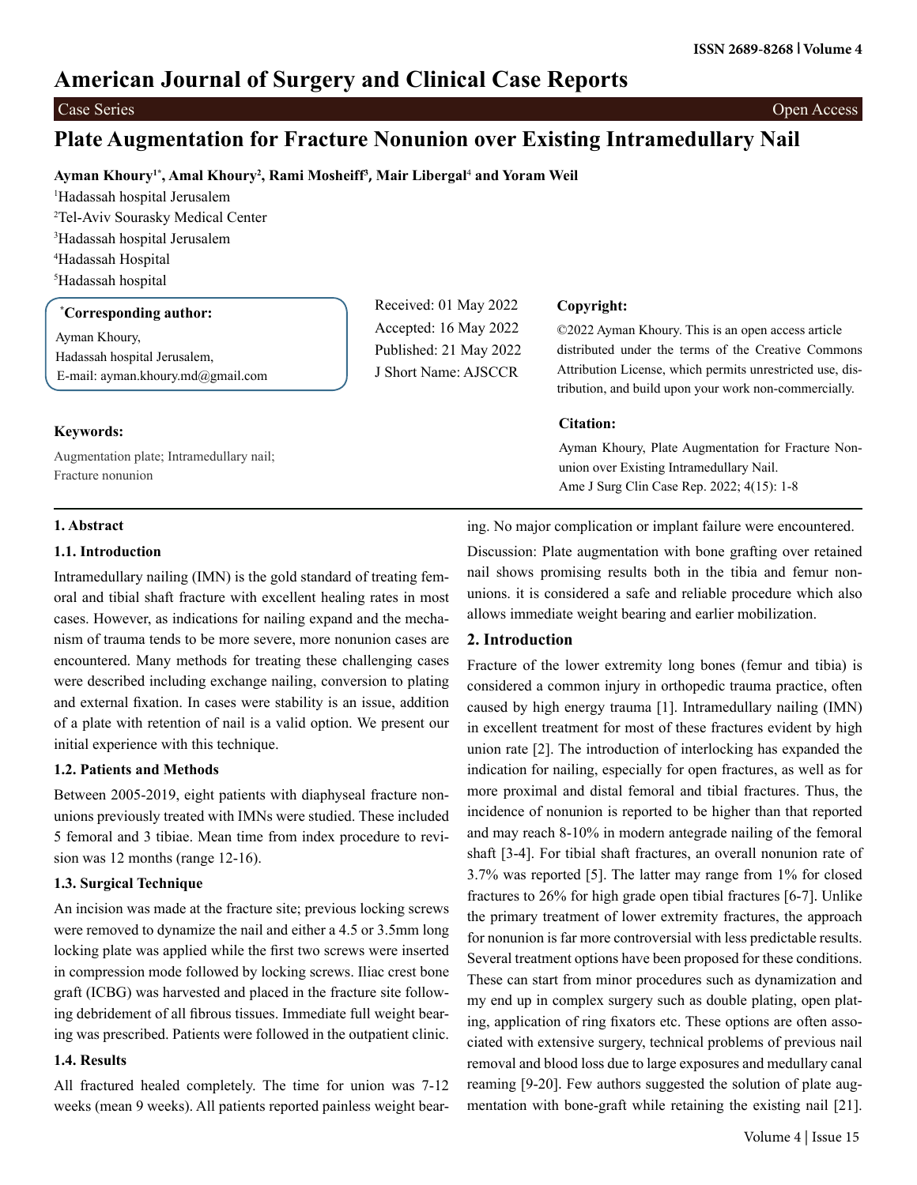# Plate Augmentation for Fracture Nonunion over Existing Intramedullary Nail

**Ayman Khoury[1*], Amal Khoury[2], Rami Mosheiff[3], Mair Libergal[4] and Yoram Weil**

[1]Hadassah hospital Jerusalem

[2]Tel-Aviv Sourasky Medical Center

[3]Hadassah hospital Jerusalem

[4]Hadassah Hospital

[5]Hadassah hospital

**[*]Corresponding author:**

Ayman Khoury,
Hadassah hospital Jerusalem,
E-mail: ayman.khoury.md@gmail.com

Received: 01 May 2022
Accepted: 16 May 2022
Published: 21 May 2022
J Short Name: AJSCCR

**Copyright:**

©2022 Ayman Khoury. This is an open access article distributed under the terms of the Creative Commons Attribution License, which permits unrestricted use, distribution, and build upon your work non-commercially.

**Citation:**

Ayman Khoury, Plate Augmentation for Fracture Nonunion over Existing Intramedullary Nail.
Ame J Surg Clin Case Rep. 2022; 4(15): 1-8

**Keywords:**

Augmentation plate; Intramedullary nail; Fracture nonunion

## 1. Abstract

### 1.1. Introduction

Intramedullary nailing (IMN) is the gold standard of treating femoral and tibial shaft fracture with excellent healing rates in most cases. However, as indications for nailing expand and the mechanism of trauma tends to be more severe, more nonunion cases are encountered. Many methods for treating these challenging cases were described including exchange nailing, conversion to plating and external fixation. In cases were stability is an issue, addition of a plate with retention of nail is a valid option. We present our initial experience with this technique.

### 1.2. Patients and Methods

Between 2005-2019, eight patients with diaphyseal fracture nonunions previously treated with IMNs were studied. These included 5 femoral and 3 tibiae. Mean time from index procedure to revision was 12 months (range 12-16).

### 1.3. Surgical Technique

An incision was made at the fracture site; previous locking screws were removed to dynamize the nail and either a 4.5 or 3.5mm long locking plate was applied while the first two screws were inserted in compression mode followed by locking screws. Iliac crest bone graft (ICBG) was harvested and placed in the fracture site following debridement of all fibrous tissues. Immediate full weight bearing was prescribed. Patients were followed in the outpatient clinic.

### 1.4. Results

All fractured healed completely. The time for union was 7-12 weeks (mean 9 weeks). All patients reported painless weight bearing. No major complication or implant failure were encountered.

Discussion: Plate augmentation with bone grafting over retained nail shows promising results both in the tibia and femur nonunions. it is considered a safe and reliable procedure which also allows immediate weight bearing and earlier mobilization.

## 2. Introduction

Fracture of the lower extremity long bones (femur and tibia) is considered a common injury in orthopedic trauma practice, often caused by high energy trauma [1]. Intramedullary nailing (IMN) in excellent treatment for most of these fractures evident by high union rate [2]. The introduction of interlocking has expanded the indication for nailing, especially for open fractures, as well as for more proximal and distal femoral and tibial fractures. Thus, the incidence of nonunion is reported to be higher than that reported and may reach 8-10% in modern antegrade nailing of the femoral shaft [3-4]. For tibial shaft fractures, an overall nonunion rate of 3.7% was reported [5]. The latter may range from 1% for closed fractures to 26% for high grade open tibial fractures [6-7]. Unlike the primary treatment of lower extremity fractures, the approach for nonunion is far more controversial with less predictable results. Several treatment options have been proposed for these conditions. These can start from minor procedures such as dynamization and my end up in complex surgery such as double plating, open plating, application of ring fixators etc. These options are often associated with extensive surgery, technical problems of previous nail removal and blood loss due to large exposures and medullary canal reaming [9-20]. Few authors suggested the solution of plate augmentation with bone-graft while retaining the existing nail [21].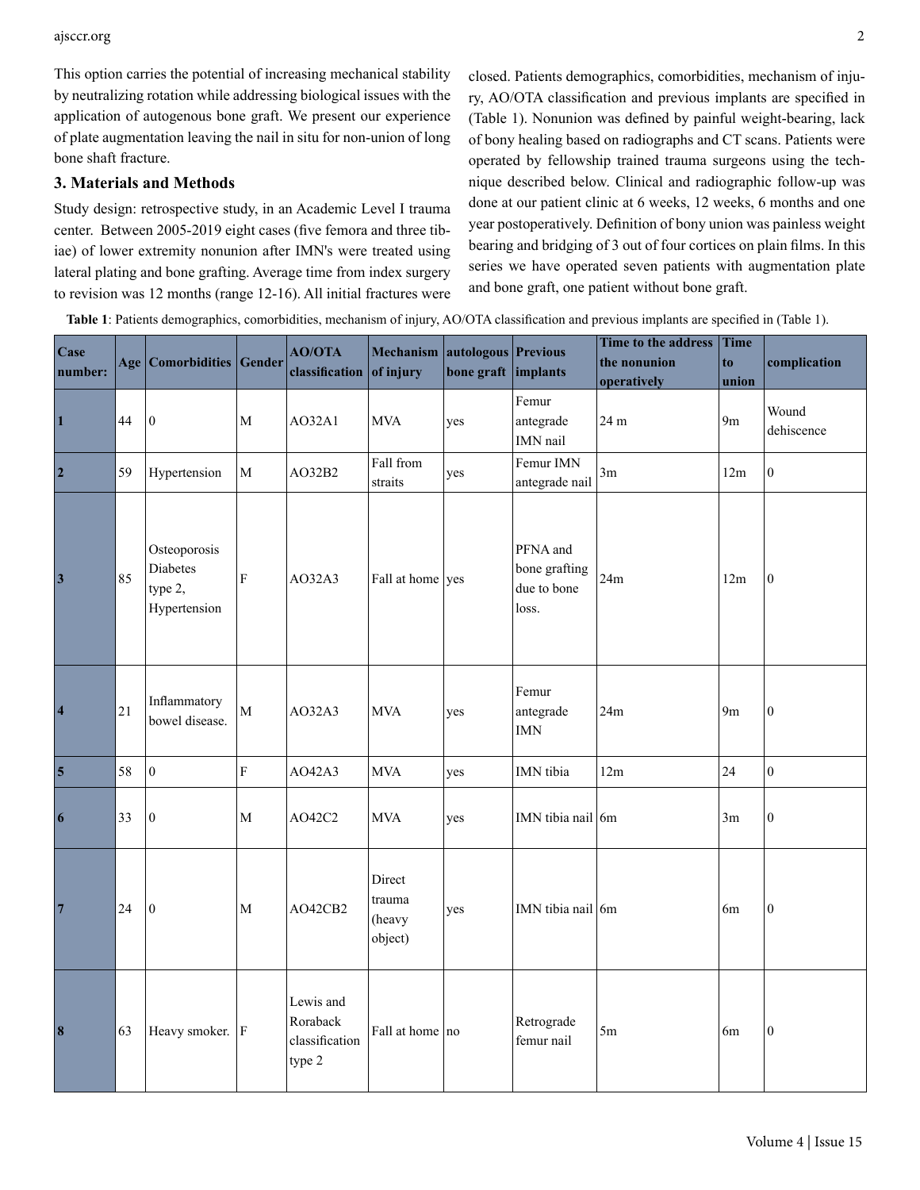This option carries the potential of increasing mechanical stability by neutralizing rotation while addressing biological issues with the application of autogenous bone graft. We present our experience of plate augmentation leaving the nail in situ for non-union of long bone shaft fracture.

### 3. Materials and Methods

Study design: retrospective study, in an Academic Level I trauma center. Between 2005-2019 eight cases (five femora and three tibiae) of lower extremity nonunion after IMN's were treated using lateral plating and bone grafting. Average time from index surgery to revision was 12 months (range 12-16). All initial fractures were closed. Patients demographics, comorbidities, mechanism of injury, AO/OTA classification and previous implants are specified in (Table 1). Nonunion was defined by painful weight-bearing, lack of bony healing based on radiographs and CT scans. Patients were operated by fellowship trained trauma surgeons using the technique described below. Clinical and radiographic follow-up was done at our patient clinic at 6 weeks, 12 weeks, 6 months and one year postoperatively. Definition of bony union was painless weight bearing and bridging of 3 out of four cortices on plain films. In this series we have operated seven patients with augmentation plate and bone graft, one patient without bone graft.

**Table 1**: Patients demographics, comorbidities, mechanism of injury, AO/OTA classification and previous implants are specified in (Table 1).

| Case number: | Age | Comorbidities | Gender | AO/OTA classification | Mechanism of injury | autologous bone graft | Previous implants | Time to the address the nonunion operatively | Time to union | complication |
|---|---|---|---|---|---|---|---|---|---|---|
| **1** | 44 | 0 | M | AO32A1 | MVA | yes | Femur antegrade IMN nail | 24 m | 9m | Wound dehiscence |
| **2** | 59 | Hypertension | M | AO32B2 | Fall from straits | yes | Femur IMN antegrade nail | 3m | 12m | 0 |
| **3** | 85 | Osteoporosis Diabetes type 2, Hypertension | F | AO32A3 | Fall at home | yes | PFNA and bone grafting due to bone loss. | 24m | 12m | 0 |
| **4** | 21 | Inflammatory bowel disease. | M | AO32A3 | MVA | yes | Femur antegrade IMN | 24m | 9m | 0 |
| **5** | 58 | 0 | F | AO42A3 | MVA | yes | IMN tibia | 12m | 24 | 0 |
| **6** | 33 | 0 | M | AO42C2 | MVA | yes | IMN tibia nail | 6m | 3m | 0 |
| **7** | 24 | 0 | M | AO42CB2 | Direct trauma (heavy object) | yes | IMN tibia nail | 6m | 6m | 0 |
| **8** | 63 | Heavy smoker. | F | Lewis and Roraback classification type 2 | Fall at home | no | Retrograde femur nail | 5m | 6m | 0 |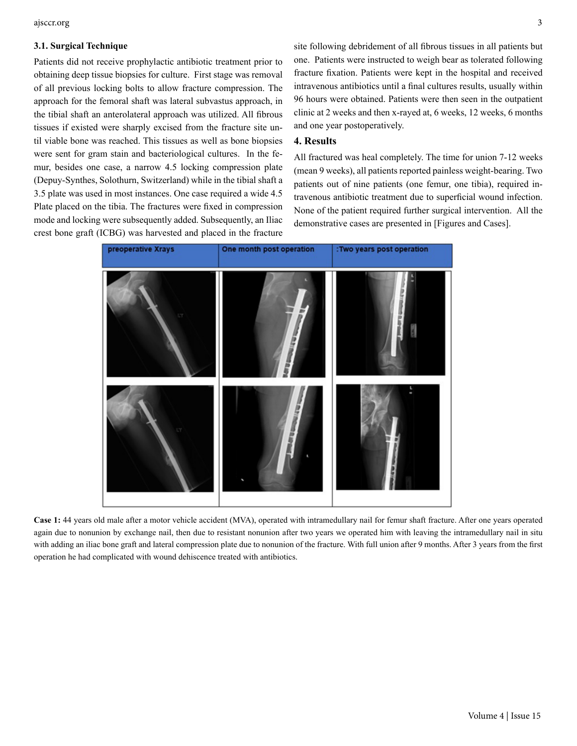### 3.1. Surgical Technique

Patients did not receive prophylactic antibiotic treatment prior to obtaining deep tissue biopsies for culture. First stage was removal of all previous locking bolts to allow fracture compression. The approach for the femoral shaft was lateral subvastus approach, in the tibial shaft an anterolateral approach was utilized. All fibrous tissues if existed were sharply excised from the fracture site until viable bone was reached. This tissues as well as bone biopsies were sent for gram stain and bacteriological cultures. In the femur, besides one case, a narrow 4.5 locking compression plate (Depuy-Synthes, Solothurn, Switzerland) while in the tibial shaft a 3.5 plate was used in most instances. One case required a wide 4.5 Plate placed on the tibia. The fractures were fixed in compression mode and locking were subsequently added. Subsequently, an Iliac crest bone graft (ICBG) was harvested and placed in the fracture site following debridement of all fibrous tissues in all patients but one. Patients were instructed to weigh bear as tolerated following fracture fixation. Patients were kept in the hospital and received intravenous antibiotics until a final cultures results, usually within 96 hours were obtained. Patients were then seen in the outpatient clinic at 2 weeks and then x-rayed at, 6 weeks, 12 weeks, 6 months and one year postoperatively.

## 4. Results

All fractured was heal completely. The time for union 7-12 weeks (mean 9 weeks), all patients reported painless weight-bearing. Two patients out of nine patients (one femur, one tibia), required intravenous antibiotic treatment due to superficial wound infection. None of the patient required further surgical intervention. All the demonstrative cases are presented in [Figures and Cases].

| preoperative Xrays | One month post operation | :Two years post operation |
|---|---|---|

**Case 1:** 44 years old male after a motor vehicle accident (MVA), operated with intramedullary nail for femur shaft fracture. After one years operated again due to nonunion by exchange nail, then due to resistant nonunion after two years we operated him with leaving the intramedullary nail in situ with adding an iliac bone graft and lateral compression plate due to nonunion of the fracture. With full union after 9 months. After 3 years from the first operation he had complicated with wound dehiscence treated with antibiotics.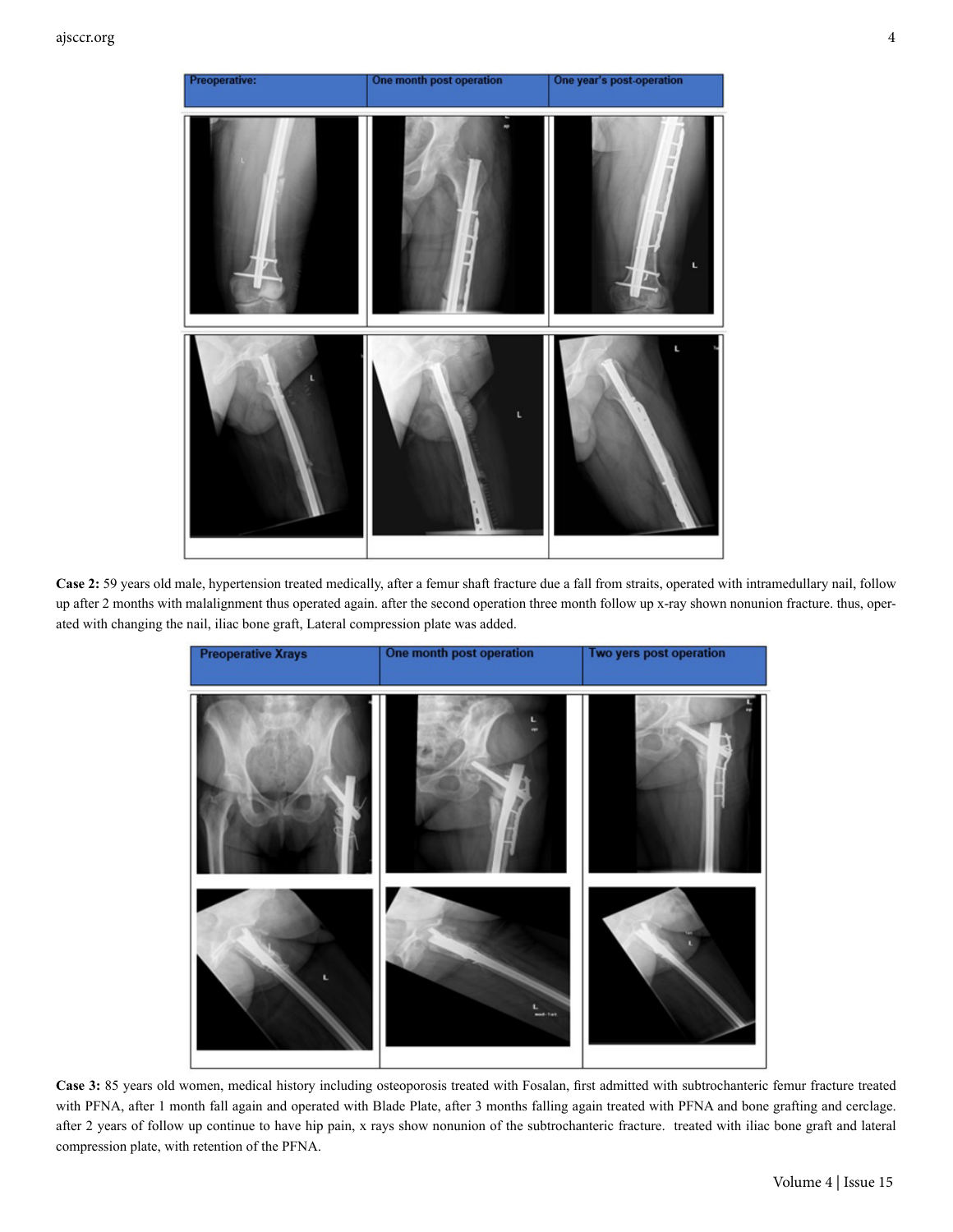| Preoperative: | One month post operation | One year's post-operation |
|---|---|---|
| | | |
| | | |

**Case 2:** 59 years old male, hypertension treated medically, after a femur shaft fracture due a fall from straits, operated with intramedullary nail, follow up after 2 months with malalignment thus operated again. after the second operation three month follow up x-ray shown nonunion fracture. thus, operated with changing the nail, iliac bone graft, Lateral compression plate was added.

| Preoperative Xrays | One month post operation | Two yers post operation |
|---|---|---|
| | | |
| | | |

**Case 3:** 85 years old women, medical history including osteoporosis treated with Fosalan, first admitted with subtrochanteric femur fracture treated with PFNA, after 1 month fall again and operated with Blade Plate, after 3 months falling again treated with PFNA and bone grafting and cerclage. after 2 years of follow up continue to have hip pain, x rays show nonunion of the subtrochanteric fracture. treated with iliac bone graft and lateral compression plate, with retention of the PFNA.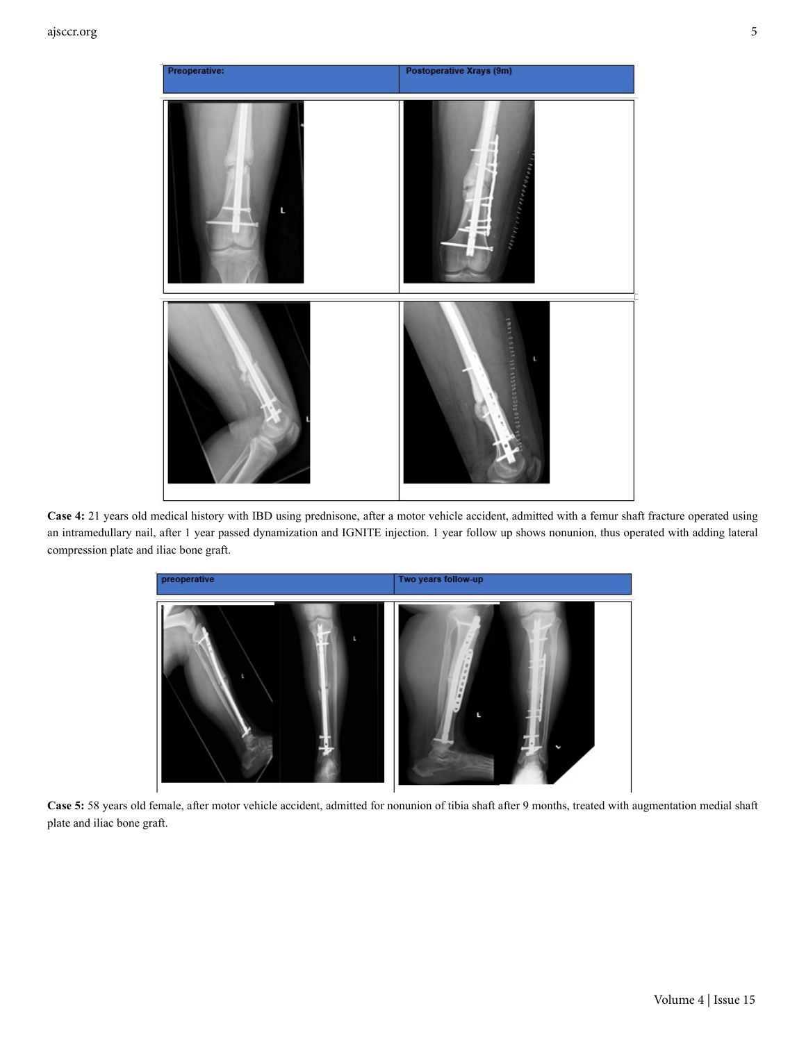| Preoperative: | Postoperative Xrays (9m) |
|---|---|
| | |
| | |

**Case 4:** 21 years old medical history with IBD using prednisone, after a motor vehicle accident, admitted with a femur shaft fracture operated using an intramedullary nail, after 1 year passed dynamization and IGNITE injection. 1 year follow up shows nonunion, thus operated with adding lateral compression plate and iliac bone graft.

| preoperative | Two years follow-up |
|---|---|
| | |

**Case 5:** 58 years old female, after motor vehicle accident, admitted for nonunion of tibia shaft after 9 months, treated with augmentation medial shaft plate and iliac bone graft.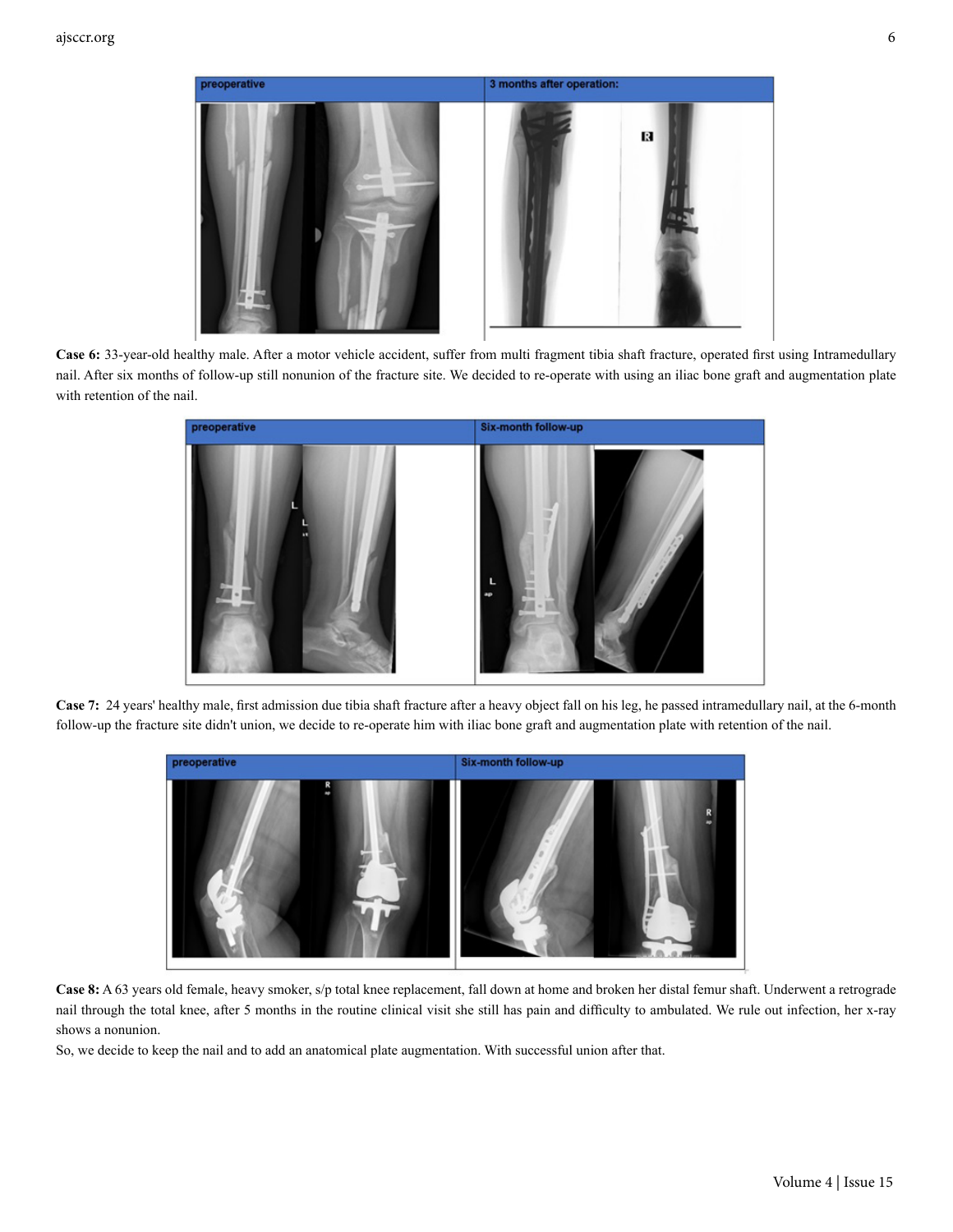**Case 6:** 33-year-old healthy male. After a motor vehicle accident, suffer from multi fragment tibia shaft fracture, operated first using Intramedullary nail. After six months of follow-up still nonunion of the fracture site. We decided to re-operate with using an iliac bone graft and augmentation plate with retention of the nail.

**Case 7:** 24 years' healthy male, first admission due tibia shaft fracture after a heavy object fall on his leg, he passed intramedullary nail, at the 6-month follow-up the fracture site didn't union, we decide to re-operate him with iliac bone graft and augmentation plate with retention of the nail.

**Case 8:** A 63 years old female, heavy smoker, s/p total knee replacement, fall down at home and broken her distal femur shaft. Underwent a retrograde nail through the total knee, after 5 months in the routine clinical visit she still has pain and difficulty to ambulated. We rule out infection, her x-ray shows a nonunion.

So, we decide to keep the nail and to add an anatomical plate augmentation. With successful union after that.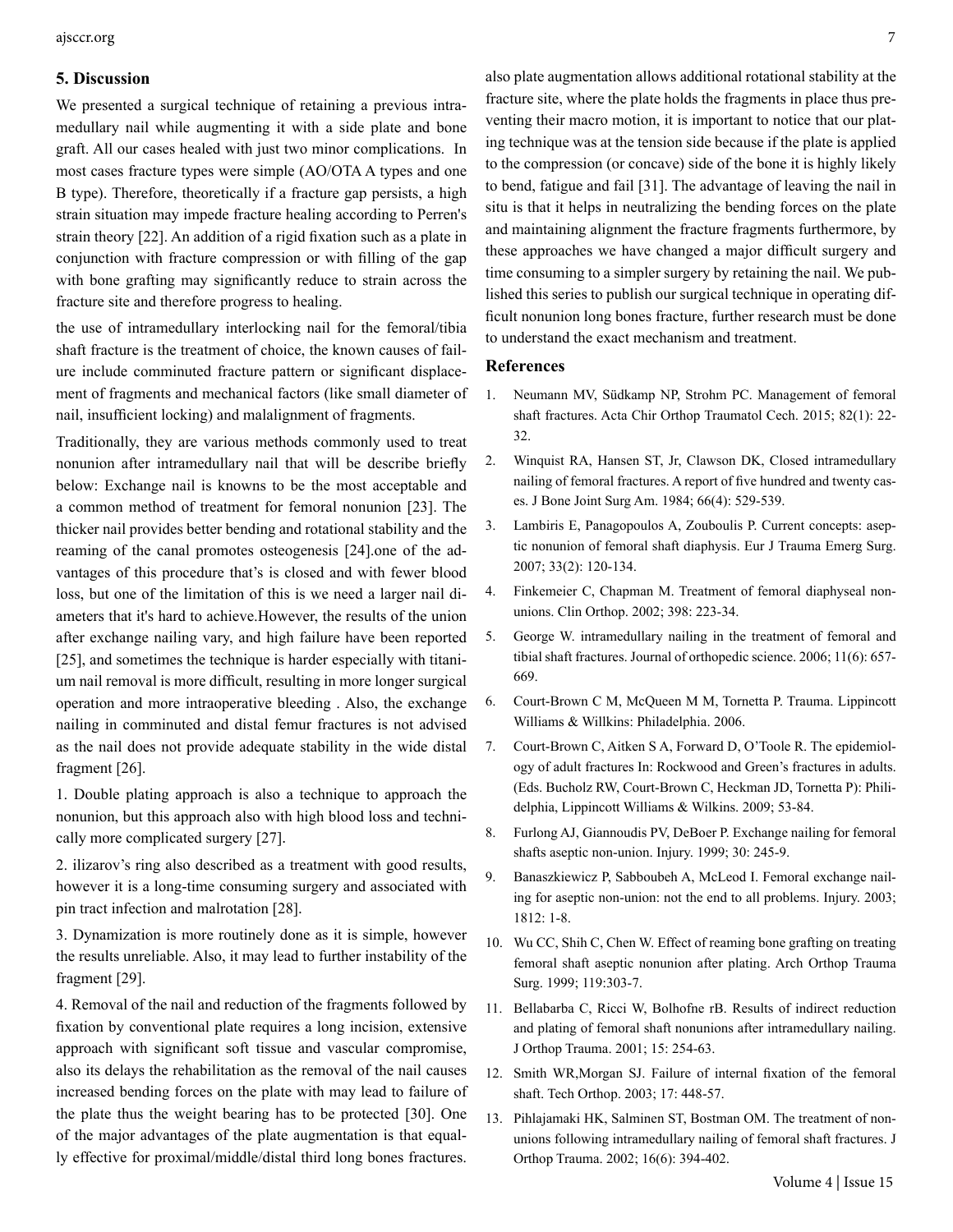## 5. Discussion

We presented a surgical technique of retaining a previous intramedullary nail while augmenting it with a side plate and bone graft. All our cases healed with just two minor complications. In most cases fracture types were simple (AO/OTA A types and one B type). Therefore, theoretically if a fracture gap persists, a high strain situation may impede fracture healing according to Perren's strain theory [22]. An addition of a rigid fixation such as a plate in conjunction with fracture compression or with filling of the gap with bone grafting may significantly reduce to strain across the fracture site and therefore progress to healing.

the use of intramedullary interlocking nail for the femoral/tibia shaft fracture is the treatment of choice, the known causes of failure include comminuted fracture pattern or significant displacement of fragments and mechanical factors (like small diameter of nail, insufficient locking) and malalignment of fragments.

Traditionally, they are various methods commonly used to treat nonunion after intramedullary nail that will be describe briefly below: Exchange nail is knowns to be the most acceptable and a common method of treatment for femoral nonunion [23]. The thicker nail provides better bending and rotational stability and the reaming of the canal promotes osteogenesis [24].one of the advantages of this procedure that's is closed and with fewer blood loss, but one of the limitation of this is we need a larger nail diameters that it's hard to achieve.However, the results of the union after exchange nailing vary, and high failure have been reported [25], and sometimes the technique is harder especially with titanium nail removal is more difficult, resulting in more longer surgical operation and more intraoperative bleeding . Also, the exchange nailing in comminuted and distal femur fractures is not advised as the nail does not provide adequate stability in the wide distal fragment [26].

1. Double plating approach is also a technique to approach the nonunion, but this approach also with high blood loss and technically more complicated surgery [27].

2. ilizarov's ring also described as a treatment with good results, however it is a long-time consuming surgery and associated with pin tract infection and malrotation [28].

3. Dynamization is more routinely done as it is simple, however the results unreliable. Also, it may lead to further instability of the fragment [29].

4. Removal of the nail and reduction of the fragments followed by fixation by conventional plate requires a long incision, extensive approach with significant soft tissue and vascular compromise, also its delays the rehabilitation as the removal of the nail causes increased bending forces on the plate with may lead to failure of the plate thus the weight bearing has to be protected [30]. One of the major advantages of the plate augmentation is that equally effective for proximal/middle/distal third long bones fractures. also plate augmentation allows additional rotational stability at the fracture site, where the plate holds the fragments in place thus preventing their macro motion, it is important to notice that our plating technique was at the tension side because if the plate is applied to the compression (or concave) side of the bone it is highly likely to bend, fatigue and fail [31]. The advantage of leaving the nail in situ is that it helps in neutralizing the bending forces on the plate and maintaining alignment the fracture fragments furthermore, by these approaches we have changed a major difficult surgery and time consuming to a simpler surgery by retaining the nail. We published this series to publish our surgical technique in operating difficult nonunion long bones fracture, further research must be done to understand the exact mechanism and treatment.

## References

1. Neumann MV, Südkamp NP, Strohm PC. Management of femoral shaft fractures. Acta Chir Orthop Traumatol Cech. 2015; 82(1): 22-32.
2. Winquist RA, Hansen ST, Jr, Clawson DK, Closed intramedullary nailing of femoral fractures. A report of five hundred and twenty cases. J Bone Joint Surg Am. 1984; 66(4): 529-539.
3. Lambiris E, Panagopoulos A, Zouboulis P. Current concepts: aseptic nonunion of femoral shaft diaphysis. Eur J Trauma Emerg Surg. 2007; 33(2): 120-134.
4. Finkemeier C, Chapman M. Treatment of femoral diaphyseal nonunions. Clin Orthop. 2002; 398: 223-34.
5. George W. intramedullary nailing in the treatment of femoral and tibial shaft fractures. Journal of orthopedic science. 2006; 11(6): 657-669.
6. Court-Brown C M, McQueen M M, Tornetta P. Trauma. Lippincott Williams & Willkins: Philadelphia. 2006.
7. Court-Brown C, Aitken S A, Forward D, O'Toole R. The epidemiology of adult fractures In: Rockwood and Green's fractures in adults. (Eds. Bucholz RW, Court-Brown C, Heckman JD, Tornetta P): Philidelphia, Lippincott Williams & Wilkins. 2009; 53-84.
8. Furlong AJ, Giannoudis PV, DeBoer P. Exchange nailing for femoral shafts aseptic non-union. Injury. 1999; 30: 245-9.
9. Banaszkiewicz P, Sabboubeh A, McLeod I. Femoral exchange nailing for aseptic non-union: not the end to all problems. Injury. 2003; 1812: 1-8.
10. Wu CC, Shih C, Chen W. Effect of reaming bone grafting on treating femoral shaft aseptic nonunion after plating. Arch Orthop Trauma Surg. 1999; 119:303-7.
11. Bellabarba C, Ricci W, Bolhofne rB. Results of indirect reduction and plating of femoral shaft nonunions after intramedullary nailing. J Orthop Trauma. 2001; 15: 254-63.
12. Smith WR,Morgan SJ. Failure of internal fixation of the femoral shaft. Tech Orthop. 2003; 17: 448-57.
13. Pihlajamaki HK, Salminen ST, Bostman OM. The treatment of nonunions following intramedullary nailing of femoral shaft fractures. J Orthop Trauma. 2002; 16(6): 394-402.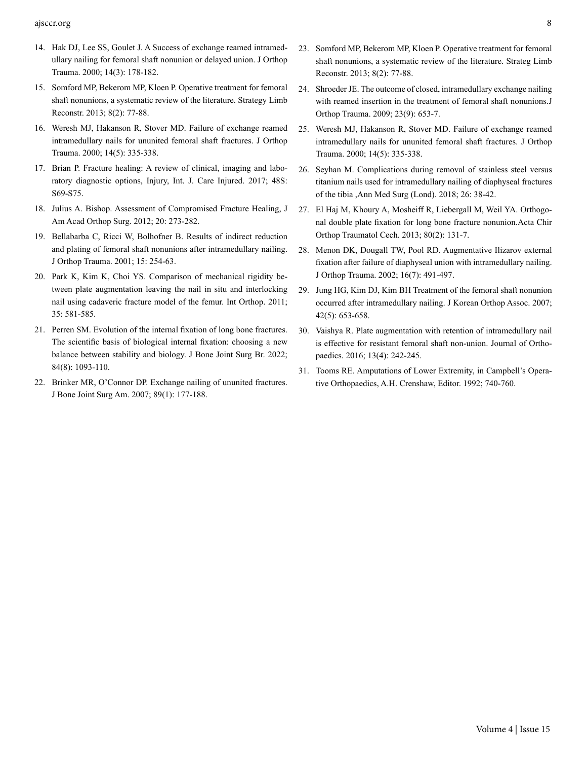14. Hak DJ, Lee SS, Goulet J. A Success of exchange reamed intramedullary nailing for femoral shaft nonunion or delayed union. J Orthop Trauma. 2000; 14(3): 178-182.
15. Somford MP, Bekerom MP, Kloen P. Operative treatment for femoral shaft nonunions, a systematic review of the literature. Strategy Limb Reconstr. 2013; 8(2): 77-88.
16. Weresh MJ, Hakanson R, Stover MD. Failure of exchange reamed intramedullary nails for ununited femoral shaft fractures. J Orthop Trauma. 2000; 14(5): 335-338.
17. Brian P. Fracture healing: A review of clinical, imaging and laboratory diagnostic options, Injury, Int. J. Care Injured. 2017; 48S: S69-S75.
18. Julius A. Bishop. Assessment of Compromised Fracture Healing, J Am Acad Orthop Surg. 2012; 20: 273-282.
19. Bellabarba C, Ricci W, Bolhofner B. Results of indirect reduction and plating of femoral shaft nonunions after intramedullary nailing. J Orthop Trauma. 2001; 15: 254-63.
20. Park K, Kim K, Choi YS. Comparison of mechanical rigidity between plate augmentation leaving the nail in situ and interlocking nail using cadaveric fracture model of the femur. Int Orthop. 2011; 35: 581-585.
21. Perren SM. Evolution of the internal fixation of long bone fractures. The scientific basis of biological internal fixation: choosing a new balance between stability and biology. J Bone Joint Surg Br. 2022; 84(8): 1093-110.
22. Brinker MR, O'Connor DP. Exchange nailing of ununited fractures. J Bone Joint Surg Am. 2007; 89(1): 177-188.
23. Somford MP, Bekerom MP, Kloen P. Operative treatment for femoral shaft nonunions, a systematic review of the literature. Strateg Limb Reconstr. 2013; 8(2): 77-88.
24. Shroeder JE. The outcome of closed, intramedullary exchange nailing with reamed insertion in the treatment of femoral shaft nonunions.J Orthop Trauma. 2009; 23(9): 653-7.
25. Weresh MJ, Hakanson R, Stover MD. Failure of exchange reamed intramedullary nails for ununited femoral shaft fractures. J Orthop Trauma. 2000; 14(5): 335-338.
26. Seyhan M. Complications during removal of stainless steel versus titanium nails used for intramedullary nailing of diaphyseal fractures of the tibia ,Ann Med Surg (Lond). 2018; 26: 38-42.
27. El Haj M, Khoury A, Mosheiff R, Liebergall M, Weil YA. Orthogonal double plate fixation for long bone fracture nonunion.Acta Chir Orthop Traumatol Cech. 2013; 80(2): 131-7.
28. Menon DK, Dougall TW, Pool RD. Augmentative Ilizarov external fixation after failure of diaphyseal union with intramedullary nailing. J Orthop Trauma. 2002; 16(7): 491-497.
29. Jung HG, Kim DJ, Kim BH Treatment of the femoral shaft nonunion occurred after intramedullary nailing. J Korean Orthop Assoc. 2007; 42(5): 653-658.
30. Vaishya R. Plate augmentation with retention of intramedullary nail is effective for resistant femoral shaft non-union. Journal of Orthopaedics. 2016; 13(4): 242-245.
31. Tooms RE. Amputations of Lower Extremity, in Campbell's Operative Orthopaedics, A.H. Crenshaw, Editor. 1992; 740-760.